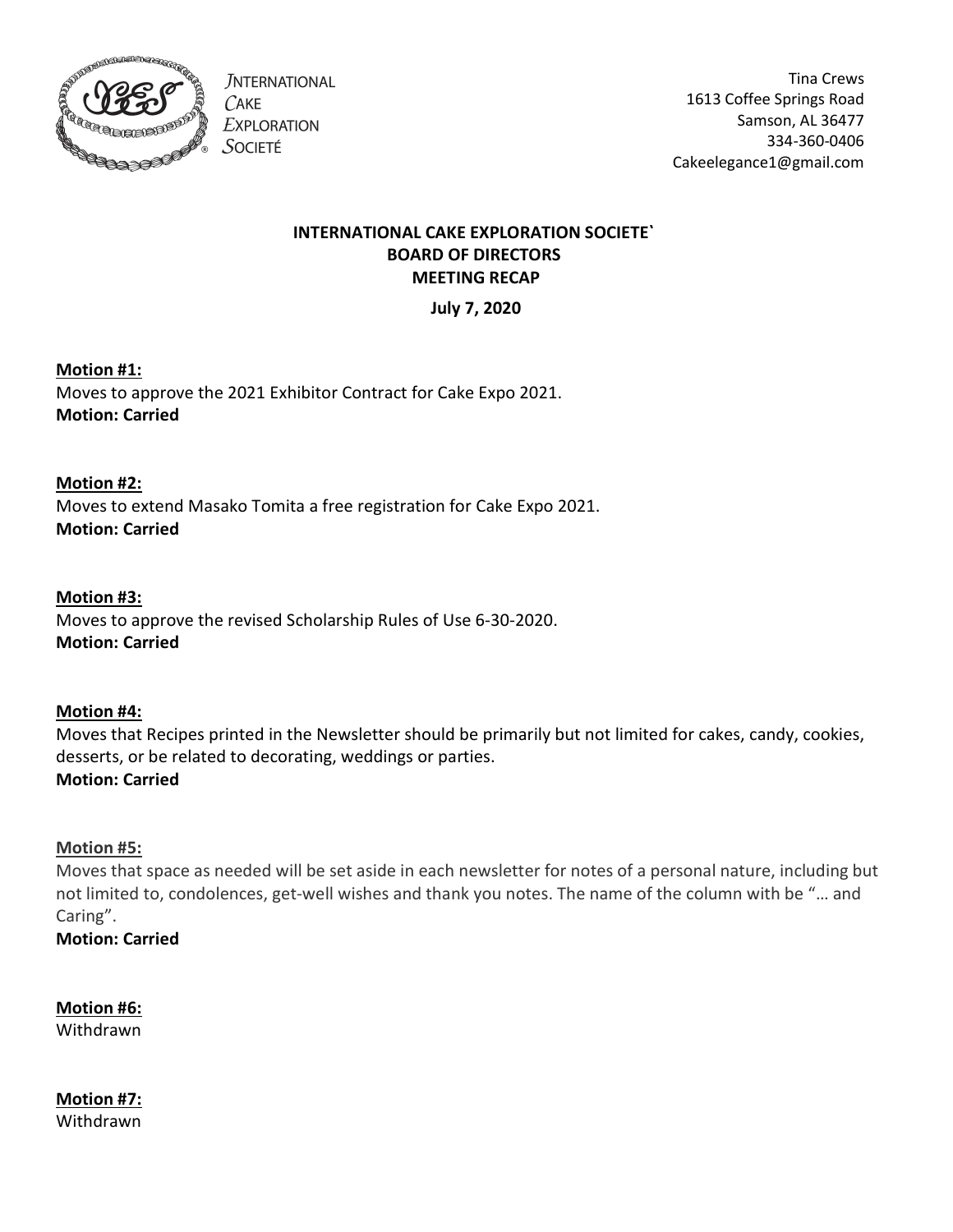INTERNATIONAL CAKE EXPLORATION SOCIETÉ

Tina Crews
1613 Coffee Springs Road
Samson, AL 36477
334-360-0406
Cakeelegance1@gmail.com

**INTERNATIONAL CAKE EXPLORATION SOCIETE`**
**BOARD OF DIRECTORS**
**MEETING RECAP**

**July 7, 2020**

**Motion #1:**
Moves to approve the 2021 Exhibitor Contract for Cake Expo 2021.
**Motion: Carried**

**Motion #2:**
Moves to extend Masako Tomita a free registration for Cake Expo 2021.
**Motion: Carried**

**Motion #3:**
Moves to approve the revised Scholarship Rules of Use 6-30-2020.
**Motion: Carried**

**Motion #4:**
Moves that Recipes printed in the Newsletter should be primarily but not limited for cakes, candy, cookies, desserts, or be related to decorating, weddings or parties.
**Motion: Carried**

**Motion #5:**
Moves that space as needed will be set aside in each newsletter for notes of a personal nature, including but not limited to, condolences, get-well wishes and thank you notes. The name of the column with be "… and Caring".
**Motion: Carried**

**Motion #6:**
Withdrawn

**Motion #7:**
Withdrawn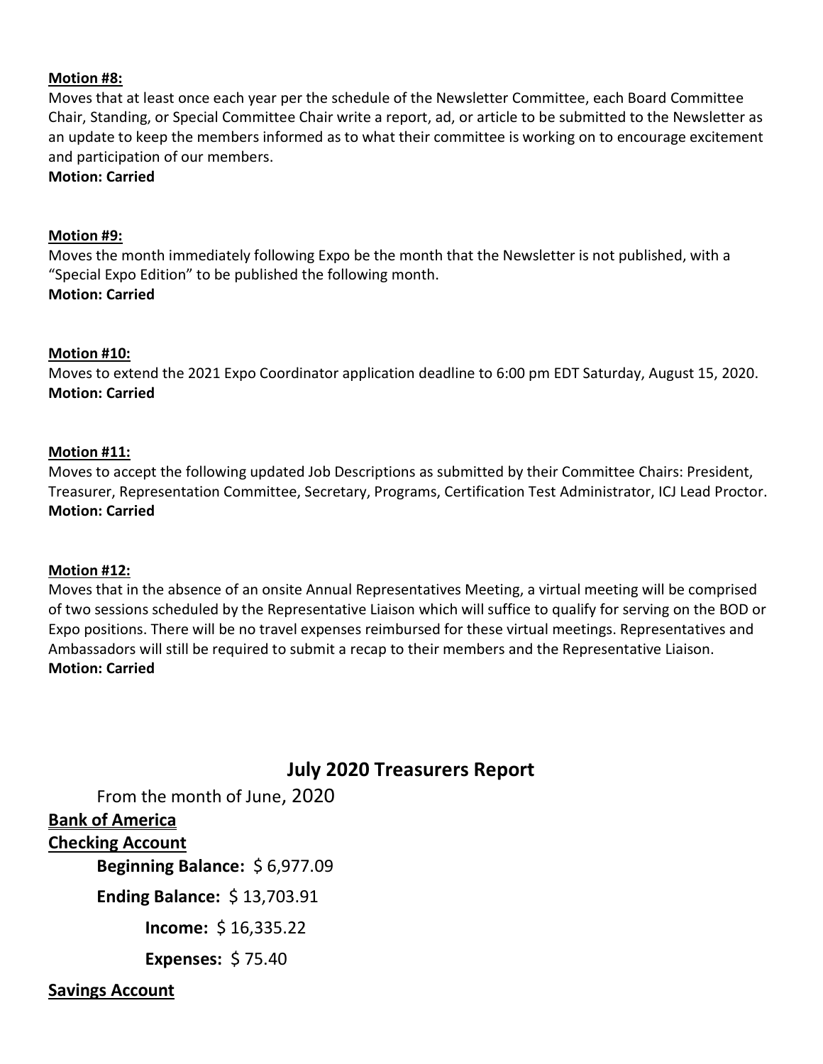**Motion #8:**
Moves that at least once each year per the schedule of the Newsletter Committee, each Board Committee Chair, Standing, or Special Committee Chair write a report, ad, or article to be submitted to the Newsletter as an update to keep the members informed as to what their committee is working on to encourage excitement and participation of our members.
**Motion: Carried**

**Motion #9:**
Moves the month immediately following Expo be the month that the Newsletter is not published, with a "Special Expo Edition" to be published the following month.
**Motion: Carried**

**Motion #10:**
Moves to extend the 2021 Expo Coordinator application deadline to 6:00 pm EDT Saturday, August 15, 2020.
**Motion: Carried**

**Motion #11:**
Moves to accept the following updated Job Descriptions as submitted by their Committee Chairs: President, Treasurer, Representation Committee, Secretary, Programs, Certification Test Administrator, ICJ Lead Proctor.
**Motion: Carried**

**Motion #12:**
Moves that in the absence of an onsite Annual Representatives Meeting, a virtual meeting will be comprised of two sessions scheduled by the Representative Liaison which will suffice to qualify for serving on the BOD or Expo positions. There will be no travel expenses reimbursed for these virtual meetings. Representatives and Ambassadors will still be required to submit a recap to their members and the Representative Liaison.
**Motion: Carried**

## July 2020 Treasurers Report

From the month of June, 2020

**Bank of America**

**Checking Account**

**Beginning Balance:** $ 6,977.09

**Ending Balance:** $ 13,703.91

**Income:** $ 16,335.22

**Expenses:** $ 75.40

**Savings Account**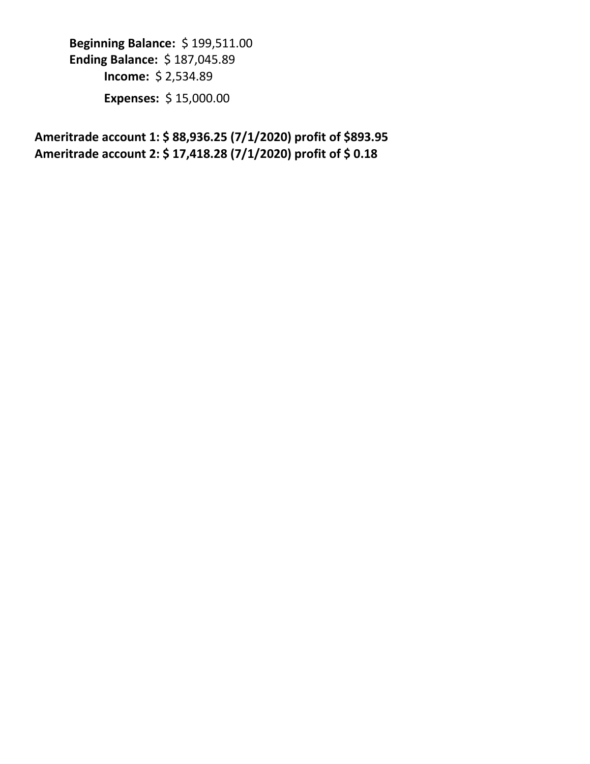**Beginning Balance:** $ 199,511.00
**Ending Balance:** $ 187,045.89
**Income:** $ 2,534.89
**Expenses:** $ 15,000.00

**Ameritrade account 1: $ 88,936.25 (7/1/2020) profit of $893.95**
**Ameritrade account 2: $ 17,418.28 (7/1/2020) profit of $ 0.18**